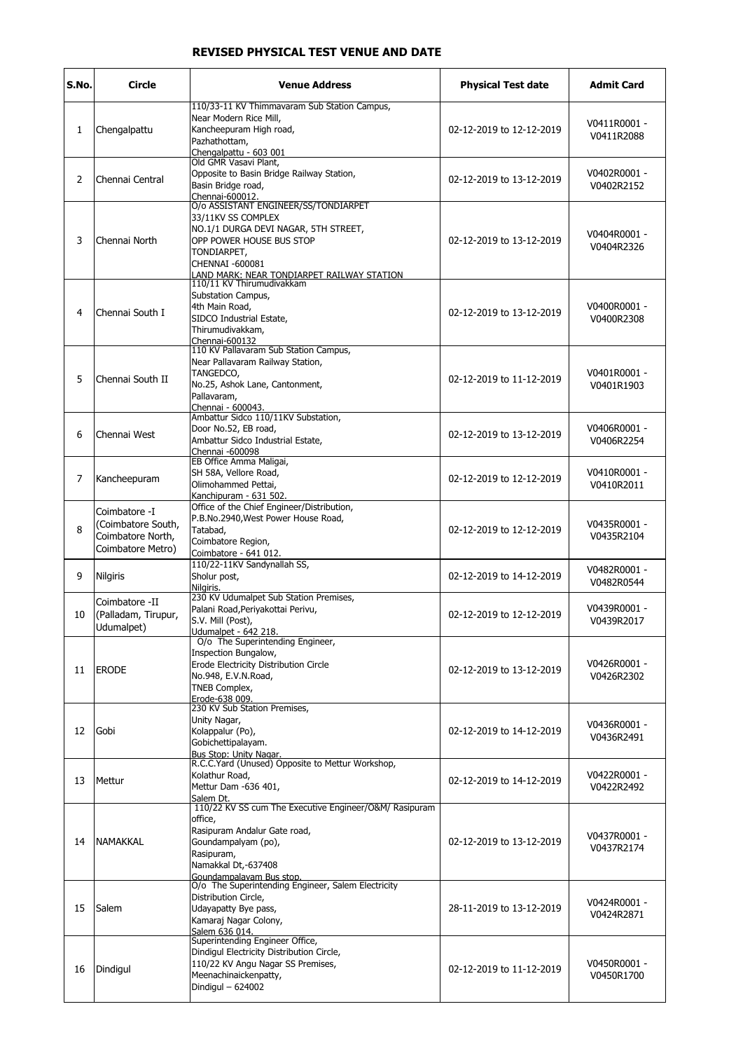## REVISED PHYSICAL TEST VENUE AND DATE

| S.No. | Circle | Venue Address | Physical Test date | Admit Card |
|---|---|---|---|---|
| 1 | Chengalpattu | 110/33-11 KV Thimmavaram Sub Station Campus, Near Modern Rice Mill, Kancheepuram High road, Pazhathottam, Chengalpattu - 603 001 | 02-12-2019 to 12-12-2019 | V0411R0001 - V0411R2088 |
| 2 | Chennai Central | Old GMR Vasavi Plant, Opposite to Basin Bridge Railway Station, Basin Bridge road, Chennai-600012. | 02-12-2019 to 13-12-2019 | V0402R0001 - V0402R2152 |
| 3 | Chennai North | O/o ASSISTANT ENGINEER/SS/TONDIARPET 33/11KV SS COMPLEX NO.1/1 DURGA DEVI NAGAR, 5TH STREET, OPP POWER HOUSE BUS STOP TONDIARPET, CHENNAI -600081 LAND MARK: NEAR TONDIARPET RAILWAY STATION | 02-12-2019 to 13-12-2019 | V0404R0001 - V0404R2326 |
| 4 | Chennai South I | 110/11 KV Thirumudivakkam Substation Campus, 4th Main Road, SIDCO Industrial Estate, Thirumudivakkam, Chennai-600132 | 02-12-2019 to 13-12-2019 | V0400R0001 - V0400R2308 |
| 5 | Chennai South II | 110 KV Pallavaram Sub Station Campus, Near Pallavaram Railway Station, TANGEDCO, No.25, Ashok Lane, Cantonment, Pallavaram, Chennai - 600043. | 02-12-2019 to 11-12-2019 | V0401R0001 - V0401R1903 |
| 6 | Chennai West | Ambattur Sidco 110/11KV Substation, Door No.52, EB road, Ambattur Sidco Industrial Estate, Chennai -600098 | 02-12-2019 to 13-12-2019 | V0406R0001 - V0406R2254 |
| 7 | Kancheepuram | EB Office Amma Maligai, SH 58A, Vellore Road, Olimohammed Pettai, Kanchipuram - 631 502. | 02-12-2019 to 12-12-2019 | V0410R0001 - V0410R2011 |
| 8 | Coimbatore -I (Coimbatore South, Coimbatore North, Coimbatore Metro) | Office of the Chief Engineer/Distribution, P.B.No.2940,West Power House Road, Tatabad, Coimbatore Region, Coimbatore - 641 012. | 02-12-2019 to 12-12-2019 | V0435R0001 - V0435R2104 |
| 9 | Nilgiris | 110/22-11KV Sandynallah SS, Sholur post, Nilgiris. | 02-12-2019 to 14-12-2019 | V0482R0001 - V0482R0544 |
| 10 | Coimbatore -II (Palladam, Tirupur, Udumalpet) | 230 KV Udumalpet Sub Station Premises, Palani Road,Periyakottai Perivu, S.V. Mill (Post), Udumalpet - 642 218. | 02-12-2019 to 12-12-2019 | V0439R0001 - V0439R2017 |
| 11 | ERODE | O/o The Superintending Engineer, Inspection Bungalow, Erode Electricity Distribution Circle No.948, E.V.N.Road, TNEB Complex, Erode-638 009. | 02-12-2019 to 13-12-2019 | V0426R0001 - V0426R2302 |
| 12 | Gobi | 230 KV Sub Station Premises, Unity Nagar, Kolappalur (Po), Gobichettipalayam. Bus Stop: Unity Nagar. | 02-12-2019 to 14-12-2019 | V0436R0001 - V0436R2491 |
| 13 | Mettur | R.C.C.Yard (Unused) Opposite to Mettur Workshop, Kolathur Road, Mettur Dam -636 401, Salem Dt. | 02-12-2019 to 14-12-2019 | V0422R0001 - V0422R2492 |
| 14 | NAMAKKAL | 110/22 KV SS cum The Executive Engineer/O&M/ Rasipuram office, Rasipuram Andalur Gate road, Goundampalyam (po), Rasipuram, Namakkal Dt,-637408 Goundampalayam Bus stop. | 02-12-2019 to 13-12-2019 | V0437R0001 - V0437R2174 |
| 15 | Salem | O/o The Superintending Engineer, Salem Electricity Distribution Circle, Udayapatty Bye pass, Kamaraj Nagar Colony, Salem 636 014. | 28-11-2019 to 13-12-2019 | V0424R0001 - V0424R2871 |
| 16 | Dindigul | Superintending Engineer Office, Dindigul Electricity Distribution Circle, 110/22 KV Angu Nagar SS Premises, Meenachinaickenpatty, Dindigul – 624002 | 02-12-2019 to 11-12-2019 | V0450R0001 - V0450R1700 |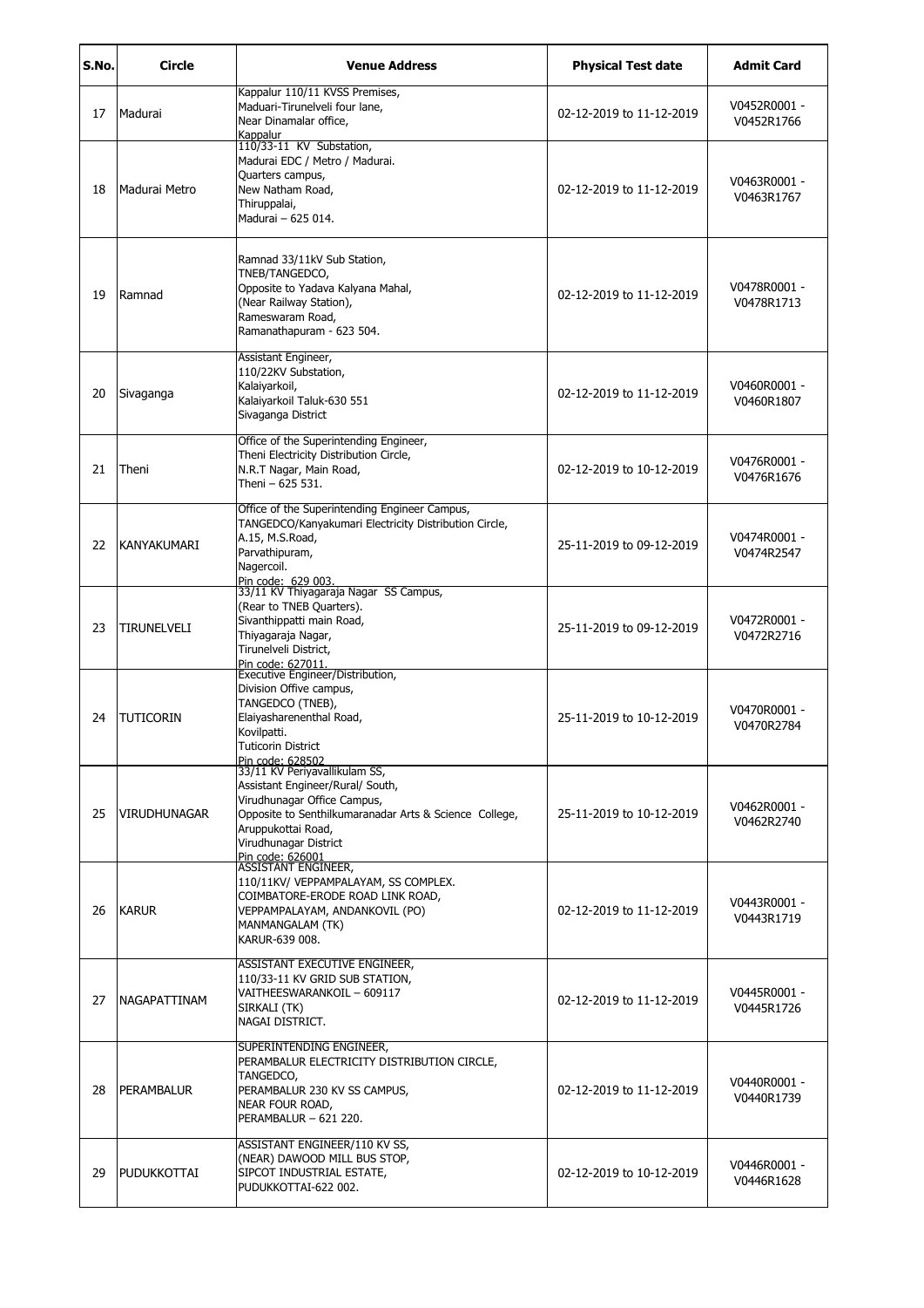| S.No. | Circle | Venue Address | Physical Test date | Admit Card |
|---|---|---|---|---|
| 17 | Madurai | Kappalur 110/11 KVSS Premises,<br>Maduari-Tirunelveli four lane,<br>Near Dinamalar office,<br>Kappalur | 02-12-2019 to 11-12-2019 | V0452R0001 - V0452R1766 |
| 18 | Madurai Metro | 110/33-11 KV Substation,<br>Madurai EDC / Metro / Madurai.<br>Quarters campus,<br>New Natham Road,<br>Thiruppalai,<br>Madurai – 625 014. | 02-12-2019 to 11-12-2019 | V0463R0001 - V0463R1767 |
| 19 | Ramnad | Ramnad 33/11kV Sub Station,<br>TNEB/TANGEDCO,<br>Opposite to Yadava Kalyana Mahal,<br>(Near Railway Station),<br>Rameswaram Road,<br>Ramanathapuram - 623 504. | 02-12-2019 to 11-12-2019 | V0478R0001 - V0478R1713 |
| 20 | Sivaganga | Assistant Engineer,<br>110/22KV Substation,<br>Kalaiyarkoil,<br>Kalaiyarkoil Taluk-630 551<br>Sivaganga District | 02-12-2019 to 11-12-2019 | V0460R0001 - V0460R1807 |
| 21 | Theni | Office of the Superintending Engineer,<br>Theni Electricity Distribution Circle,<br>N.R.T Nagar, Main Road,<br>Theni – 625 531. | 02-12-2019 to 10-12-2019 | V0476R0001 - V0476R1676 |
| 22 | KANYAKUMARI | Office of the Superintending Engineer Campus,<br>TANGEDCO/Kanyakumari Electricity Distribution Circle,<br>A.15, M.S.Road,<br>Parvathipuram,<br>Nagercoil.<br>Pin code: 629 003. | 25-11-2019 to 09-12-2019 | V0474R0001 - V0474R2547 |
| 23 | TIRUNELVELI | 33/11 KV Thiyagaraja Nagar SS Campus,<br>(Rear to TNEB Quarters).<br>Sivanthippatti main Road,<br>Thiyagaraja Nagar,<br>Tirunelveli District,<br>Pin code: 627011. | 25-11-2019 to 09-12-2019 | V0472R0001 - V0472R2716 |
| 24 | TUTICORIN | Executive Engineer/Distribution,<br>Division Offive campus,<br>TANGEDCO (TNEB),<br>Elaiyasharenenthal Road,<br>Kovilpatti.<br>Tuticorin District<br>Pin code: 628502 | 25-11-2019 to 10-12-2019 | V0470R0001 - V0470R2784 |
| 25 | VIRUDHUNAGAR | 33/11 KV Periyavallikulam SS,<br>Assistant Engineer/Rural/ South,<br>Virudhunagar Office Campus,<br>Opposite to Senthilkumaranadar Arts & Science College,<br>Aruppukottai Road,<br>Virudhunagar District<br>Pin code: 626001 | 25-11-2019 to 10-12-2019 | V0462R0001 - V0462R2740 |
| 26 | KARUR | ASSISTANT ENGINEER,<br>110/11KV/ VEPPAMPALAYAM, SS COMPLEX.<br>COIMBATORE-ERODE ROAD LINK ROAD,<br>VEPPAMPALAYAM, ANDANKOVIL (PO)<br>MANMANGALAM (TK)<br>KARUR-639 008. | 02-12-2019 to 11-12-2019 | V0443R0001 - V0443R1719 |
| 27 | NAGAPATTINAM | ASSISTANT EXECUTIVE ENGINEER,<br>110/33-11 KV GRID SUB STATION,<br>VAITHEESWARANKOIL – 609117<br>SIRKALI (TK)<br>NAGAI DISTRICT. | 02-12-2019 to 11-12-2019 | V0445R0001 - V0445R1726 |
| 28 | PERAMBALUR | SUPERINTENDING ENGINEER,<br>PERAMBALUR ELECTRICITY DISTRIBUTION CIRCLE,<br>TANGEDCO,<br>PERAMBALUR 230 KV SS CAMPUS,<br>NEAR FOUR ROAD,<br>PERAMBALUR – 621 220. | 02-12-2019 to 11-12-2019 | V0440R0001 - V0440R1739 |
| 29 | PUDUKKOTTAI | ASSISTANT ENGINEER/110 KV SS,<br>(NEAR) DAWOOD MILL BUS STOP,<br>SIPCOT INDUSTRIAL ESTATE,<br>PUDUKKOTTAI-622 002. | 02-12-2019 to 10-12-2019 | V0446R0001 - V0446R1628 |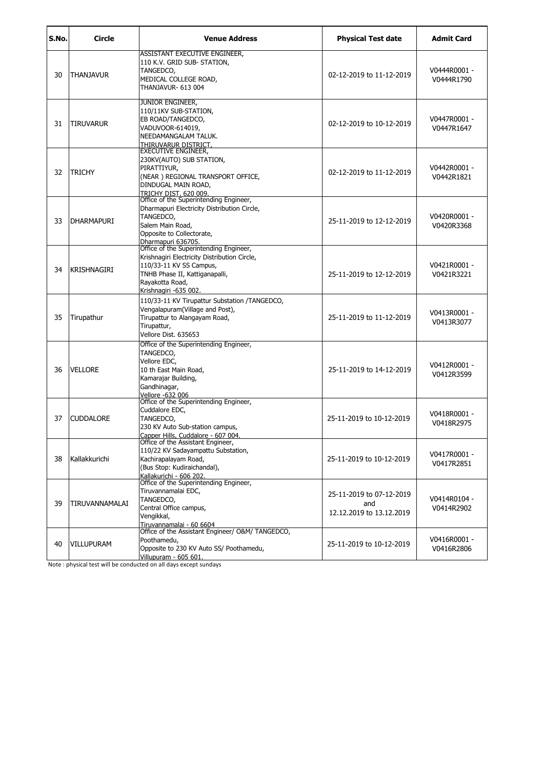| S.No. | Circle | Venue Address | Physical Test date | Admit Card |
|---|---|---|---|---|
| 30 | THANJAVUR | ASSISTANT EXECUTIVE ENGINEER,<br>110 K.V. GRID SUB- STATION,<br>TANGEDCO,<br>MEDICAL COLLEGE ROAD,<br>THANJAVUR- 613 004 | 02-12-2019 to 11-12-2019 | V0444R0001 - V0444R1790 |
| 31 | TIRUVARUR | JUNIOR ENGINEER,<br>110/11KV SUB-STATION,<br>EB ROAD/TANGEDCO,<br>VADUVOOR-614019,<br>NEEDAMANGALAM TALUK.<br>THIRUVARUR DISTRICT, | 02-12-2019 to 10-12-2019 | V0447R0001 - V0447R1647 |
| 32 | TRICHY | EXECUTIVE ENGINEER,<br>230KV(AUTO) SUB STATION,<br>PIRATTIYUR,<br>(NEAR ) REGIONAL TRANSPORT OFFICE,<br>DINDUGAL MAIN ROAD,<br>TRICHY DIST. 620 009. | 02-12-2019 to 11-12-2019 | V0442R0001 - V0442R1821 |
| 33 | DHARMAPURI | Office of the Superintending Engineer,<br>Dharmapuri Electricity Distribution Circle,<br>TANGEDCO,<br>Salem Main Road,<br>Opposite to Collectorate,<br>Dharmapuri 636705. | 25-11-2019 to 12-12-2019 | V0420R0001 - V0420R3368 |
| 34 | KRISHNAGIRI | Office of the Superintending Engineer,<br>Krishnagiri Electricity Distribution Circle,<br>110/33-11 KV SS Campus,<br>TNHB Phase II, Kattiganapalli,<br>Rayakotta Road,<br>Krishnagiri -635 002. | 25-11-2019 to 12-12-2019 | V0421R0001 - V0421R3221 |
| 35 | Tirupathur | 110/33-11 KV Tirupattur Substation /TANGEDCO,<br>Vengalapuram(Village and Post),<br>Tirupattur to Alangayam Road,<br>Tirupattur,<br>Vellore Dist. 635653 | 25-11-2019 to 11-12-2019 | V0413R0001 - V0413R3077 |
| 36 | VELLORE | Office of the Superintending Engineer,<br>TANGEDCO,<br>Vellore EDC,<br>10 th East Main Road,<br>Kamarajar Building,<br>Gandhinagar,<br>Vellore -632 006 | 25-11-2019 to 14-12-2019 | V0412R0001 - V0412R3599 |
| 37 | CUDDALORE | Office of the Superintending Engineer,<br>Cuddalore EDC,<br>TANGEDCO,<br>230 KV Auto Sub-station campus,<br>Capper Hills, Cuddalore - 607 004. | 25-11-2019 to 10-12-2019 | V0418R0001 - V0418R2975 |
| 38 | Kallakkurichi | Office of the Assistant Engineer,<br>110/22 KV Sadayampattu Substation,<br>Kachirapalayam Road,<br>(Bus Stop: Kudiraichandal),<br>Kallakurichi - 606 202. | 25-11-2019 to 10-12-2019 | V0417R0001 - V0417R2851 |
| 39 | TIRUVANNAMALAI | Office of the Superintending Engineer,<br>Tiruvannamalai EDC,<br>TANGEDCO,<br>Central Office campus,<br>Vengikkal,<br>Tiruvannamalai - 60 6604 | 25-11-2019 to 07-12-2019<br>and<br>12.12.2019 to 13.12.2019 | V0414R0104 - V0414R2902 |
| 40 | VILLUPURAM | Office of the Assistant Engineer/ O&M/ TANGEDCO,<br>Poothamedu,<br>Opposite to 230 KV Auto SS/ Poothamedu,<br>Villupuram - 605 601. | 25-11-2019 to 10-12-2019 | V0416R0001 - V0416R2806 |

Note : physical test will be conducted on all days except sundays